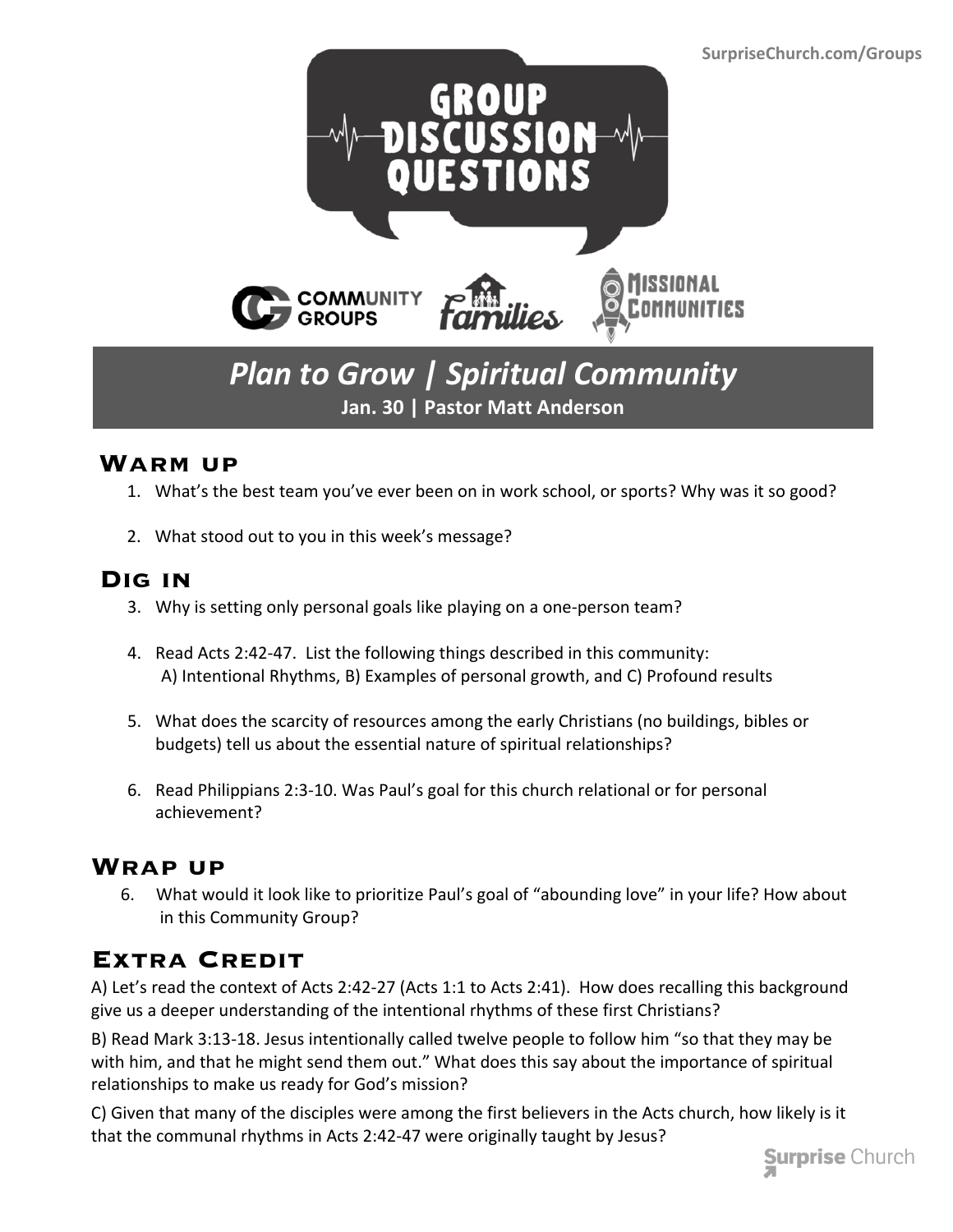SurpriseChurch.com/Groups

# GROUP DISCUSSION QUESTIONS

COMMUNITY GROUPS | Families | MISSIONAL COMMUNITIES

## *Plan to Grow | Spiritual Community*

**Jan. 30 | Pastor Matt Anderson**

## Warm up

1. What's the best team you've ever been on in work school, or sports? Why was it so good?

2. What stood out to you in this week's message?

## Dig in

3. Why is setting only personal goals like playing on a one-person team?

4. Read Acts 2:42-47. List the following things described in this community:
   A) Intentional Rhythms, B) Examples of personal growth, and C) Profound results

5. What does the scarcity of resources among the early Christians (no buildings, bibles or budgets) tell us about the essential nature of spiritual relationships?

6. Read Philippians 2:3-10. Was Paul's goal for this church relational or for personal achievement?

## Wrap up

6. What would it look like to prioritize Paul's goal of "abounding love" in your life? How about in this Community Group?

## Extra Credit

A) Let's read the context of Acts 2:42-27 (Acts 1:1 to Acts 2:41). How does recalling this background give us a deeper understanding of the intentional rhythms of these first Christians?

B) Read Mark 3:13-18. Jesus intentionally called twelve people to follow him "so that they may be with him, and that he might send them out." What does this say about the importance of spiritual relationships to make us ready for God's mission?

C) Given that many of the disciples were among the first believers in the Acts church, how likely is it that the communal rhythms in Acts 2:42-47 were originally taught by Jesus?

Surprise Church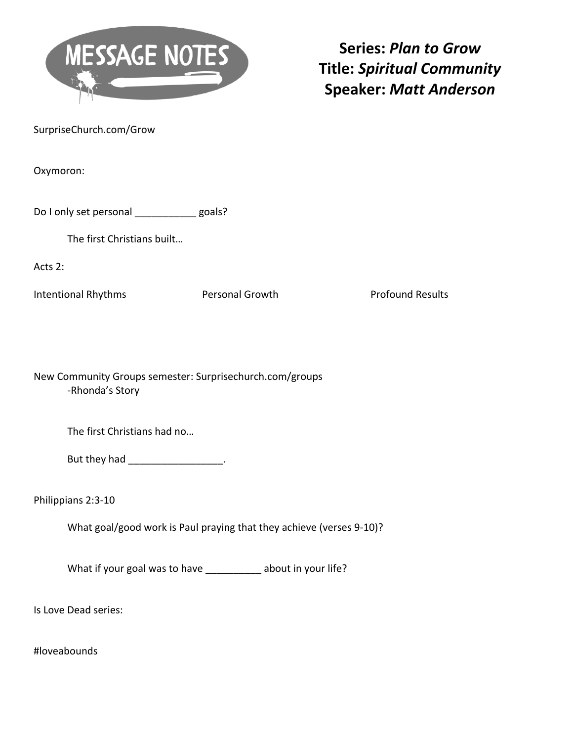# MESSAGE NOTES

**Series:** ***Plan to Grow***
**Title:** ***Spiritual Community***
**Speaker:** ***Matt Anderson***

SurpriseChurch.com/Grow

Oxymoron:

Do I only set personal ___________ goals?

The first Christians built…

Acts 2:

Intentional Rhythms

Personal Growth

Profound Results

New Community Groups semester: Surprisechurch.com/groups

-Rhonda's Story

The first Christians had no…

But they had _________________.

Philippians 2:3-10

What goal/good work is Paul praying that they achieve (verses 9-10)?

What if your goal was to have __________ about in your life?

Is Love Dead series:

#loveabounds